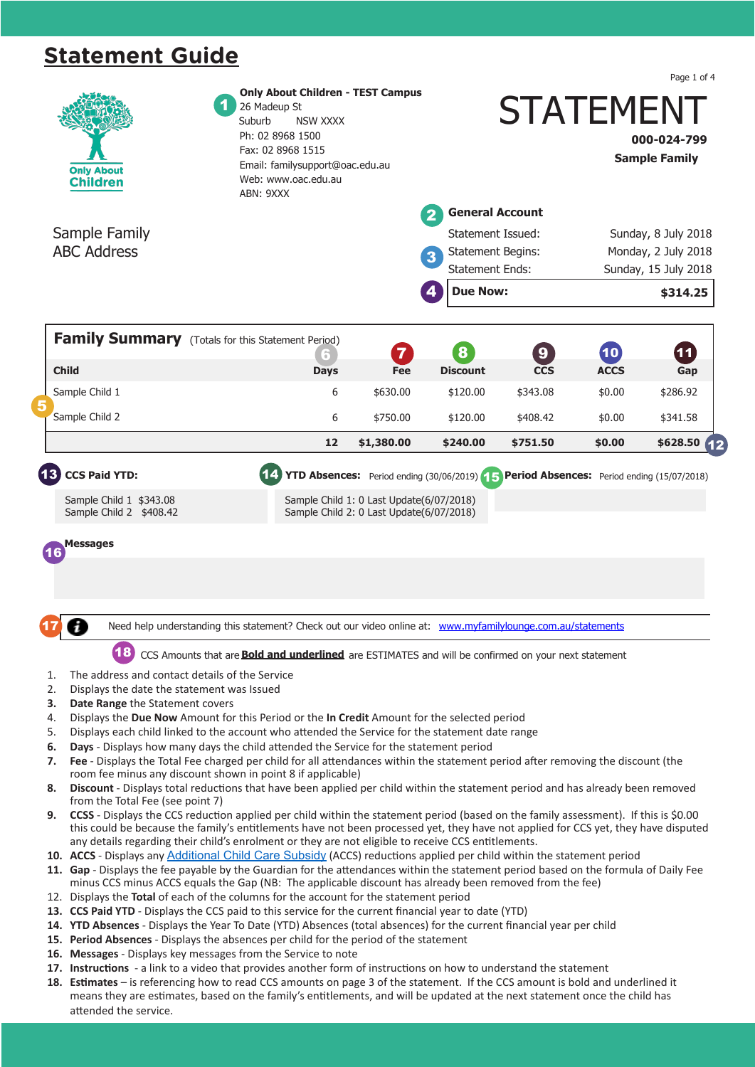# Statement Guide

Only About Children

**1** **Only About Children - TEST Campus**
26 Madeup St
Suburb NSW XXXX
Ph: 02 8968 1500
Fax: 02 8968 1515
Email: familysupport@oac.edu.au
Web: www.oac.edu.au
ABN: 9XXX

# STATEMENT

**000-024-799**
**Sample Family**

Sample Family
ABC Address

**2** **General Account**

Statement Issued: Sunday, 8 July 2018

**3** Statement Begins: Monday, 2 July 2018
Statement Ends: Sunday, 15 July 2018

**4** **Due Now: $314.25**

## Family Summary (Totals for this Statement Period)

| Child **5** | **6** Days | **7** Fee | **8** Discount | **9** CCS | **10** ACCS | **11** Gap |
|---|---|---|---|---|---|---|
| Sample Child 1 | 6 | $630.00 | $120.00 | $343.08 | $0.00 | $286.92 |
| Sample Child 2 | 6 | $750.00 | $120.00 | $408.42 | $0.00 | $341.58 |
| | **12** | **$1,380.00** | **$240.00** | **$751.50** | **$0.00** | **$628.50** **12** |

**13** **CCS Paid YTD:**

Sample Child 1 $343.08
Sample Child 2 $408.42

**14** **YTD Absences:** Period ending (30/06/2019)

Sample Child 1: 0 Last Update(6/07/2018)
Sample Child 2: 0 Last Update(6/07/2018)

**15** **Period Absences:** Period ending (15/07/2018)

**16** **Messages**

**17** Need help understanding this statement? Check out our video online at: www.myfamilylounge.com.au/statements

**18** CCS Amounts that are **Bold and underlined** are ESTIMATES and will be confirmed on your next statement

1. The address and contact details of the Service
2. Displays the date the statement was Issued
3. **Date Range** the Statement covers
4. Displays the **Due Now** Amount for this Period or the **In Credit** Amount for the selected period
5. Displays each child linked to the account who attended the Service for the statement date range
6. **Days** - Displays how many days the child attended the Service for the statement period
7. **Fee** - Displays the Total Fee charged per child for all attendances within the statement period after removing the discount (the room fee minus any discount shown in point 8 if applicable)
8. **Discount** - Displays total reductions that have been applied per child within the statement period and has already been removed from the Total Fee (see point 7)
9. **CCSS** - Displays the CCS reduction applied per child within the statement period (based on the family assessment). If this is $0.00 this could be because the family's entitlements have not been processed yet, they have not applied for CCS yet, they have disputed any details regarding their child's enrolment or they are not eligible to receive CCS entitlements.
10. **ACCS** - Displays any Additional Child Care Subsidy (ACCS) reductions applied per child within the statement period
11. **Gap** - Displays the fee payable by the Guardian for the attendances within the statement period based on the formula of Daily Fee minus CCS minus ACCS equals the Gap (NB: The applicable discount has already been removed from the fee)
12. Displays the **Total** of each of the columns for the account for the statement period
13. **CCS Paid YTD** - Displays the CCS paid to this service for the current financial year to date (YTD)
14. **YTD Absences** - Displays the Year To Date (YTD) Absences (total absences) for the current financial year per child
15. **Period Absences** - Displays the absences per child for the period of the statement
16. **Messages** - Displays key messages from the Service to note
17. **Instructions** - a link to a video that provides another form of instructions on how to understand the statement
18. **Estimates** – is referencing how to read CCS amounts on page 3 of the statement. If the CCS amount is bold and underlined it means they are estimates, based on the family's entitlements, and will be updated at the next statement once the child has attended the service.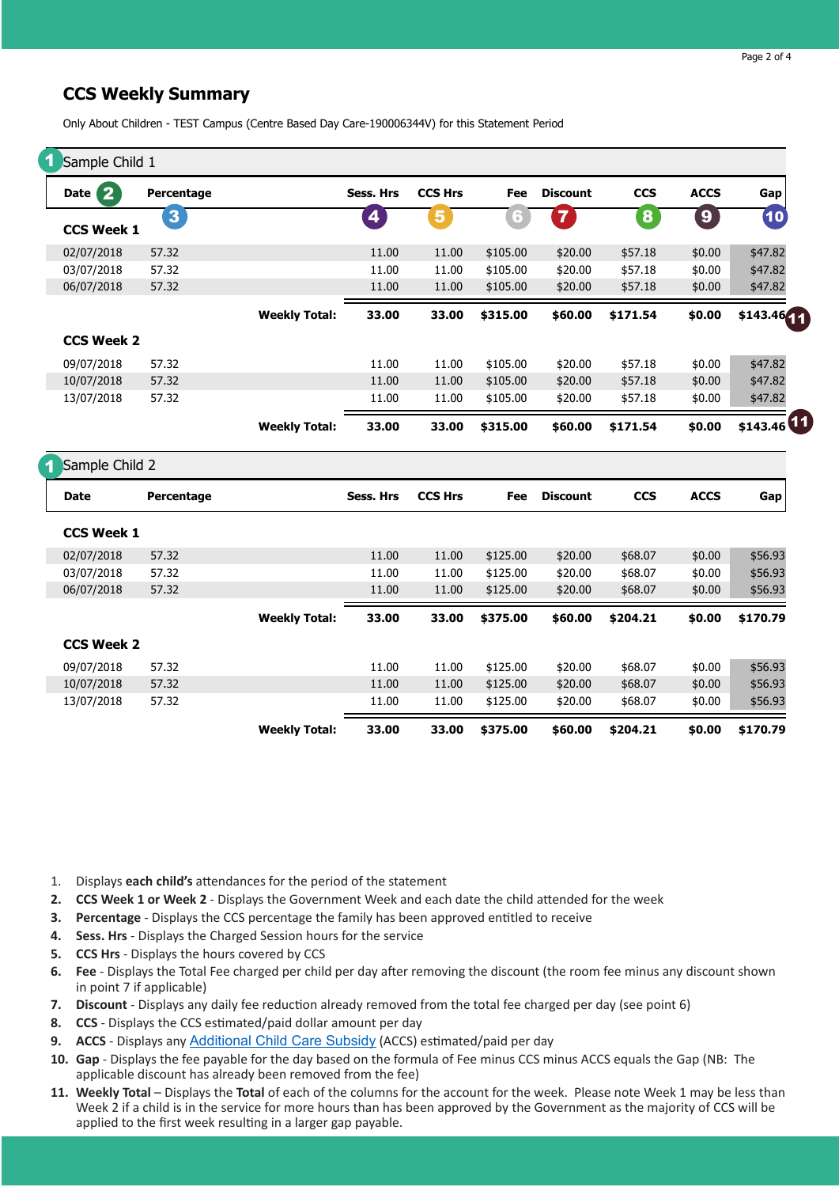## CCS Weekly Summary

Only About Children - TEST Campus (Centre Based Day Care-190006344V) for this Statement Period

### 1 Sample Child 1

| Date 2 | Percentage 3 | Sess. Hrs 4 | CCS Hrs 5 | Fee 6 | Discount 7 | CCS 8 | ACCS 9 | Gap 10 |
|---|---|---|---|---|---|---|---|---|
| **CCS Week 1** | | | | | | | | |
| 02/07/2018 | 57.32 | 11.00 | 11.00 | $105.00 | $20.00 | $57.18 | $0.00 | $47.82 |
| 03/07/2018 | 57.32 | 11.00 | 11.00 | $105.00 | $20.00 | $57.18 | $0.00 | $47.82 |
| 06/07/2018 | 57.32 | 11.00 | 11.00 | $105.00 | $20.00 | $57.18 | $0.00 | $47.82 |
| | **Weekly Total:** | **33.00** | **33.00** | **$315.00** | **$60.00** | **$171.54** | **$0.00** | **$143.46** 11 |
| **CCS Week 2** | | | | | | | | |
| 09/07/2018 | 57.32 | 11.00 | 11.00 | $105.00 | $20.00 | $57.18 | $0.00 | $47.82 |
| 10/07/2018 | 57.32 | 11.00 | 11.00 | $105.00 | $20.00 | $57.18 | $0.00 | $47.82 |
| 13/07/2018 | 57.32 | 11.00 | 11.00 | $105.00 | $20.00 | $57.18 | $0.00 | $47.82 |
| | **Weekly Total:** | **33.00** | **33.00** | **$315.00** | **$60.00** | **$171.54** | **$0.00** | **$143.46** 11 |

### 1 Sample Child 2

| Date | Percentage | Sess. Hrs | CCS Hrs | Fee | Discount | CCS | ACCS | Gap |
|---|---|---|---|---|---|---|---|---|
| **CCS Week 1** | | | | | | | | |
| 02/07/2018 | 57.32 | 11.00 | 11.00 | $125.00 | $20.00 | $68.07 | $0.00 | $56.93 |
| 03/07/2018 | 57.32 | 11.00 | 11.00 | $125.00 | $20.00 | $68.07 | $0.00 | $56.93 |
| 06/07/2018 | 57.32 | 11.00 | 11.00 | $125.00 | $20.00 | $68.07 | $0.00 | $56.93 |
| | **Weekly Total:** | **33.00** | **33.00** | **$375.00** | **$60.00** | **$204.21** | **$0.00** | **$170.79** |
| **CCS Week 2** | | | | | | | | |
| 09/07/2018 | 57.32 | 11.00 | 11.00 | $125.00 | $20.00 | $68.07 | $0.00 | $56.93 |
| 10/07/2018 | 57.32 | 11.00 | 11.00 | $125.00 | $20.00 | $68.07 | $0.00 | $56.93 |
| 13/07/2018 | 57.32 | 11.00 | 11.00 | $125.00 | $20.00 | $68.07 | $0.00 | $56.93 |
| | **Weekly Total:** | **33.00** | **33.00** | **$375.00** | **$60.00** | **$204.21** | **$0.00** | **$170.79** |

1. Displays **each child's** attendances for the period of the statement
2. **CCS Week 1 or Week 2** - Displays the Government Week and each date the child attended for the week
3. **Percentage** - Displays the CCS percentage the family has been approved entitled to receive
4. **Sess. Hrs** - Displays the Charged Session hours for the service
5. **CCS Hrs** - Displays the hours covered by CCS
6. **Fee** - Displays the Total Fee charged per child per day after removing the discount (the room fee minus any discount shown in point 7 if applicable)
7. **Discount** - Displays any daily fee reduction already removed from the total fee charged per day (see point 6)
8. **CCS** - Displays the CCS estimated/paid dollar amount per day
9. **ACCS** - Displays any Additional Child Care Subsidy (ACCS) estimated/paid per day
10. **Gap** - Displays the fee payable for the day based on the formula of Fee minus CCS minus ACCS equals the Gap (NB: The applicable discount has already been removed from the fee)
11. **Weekly Total** – Displays the **Total** of each of the columns for the account for the week. Please note Week 1 may be less than Week 2 if a child is in the service for more hours than has been approved by the Government as the majority of CCS will be applied to the first week resulting in a larger gap payable.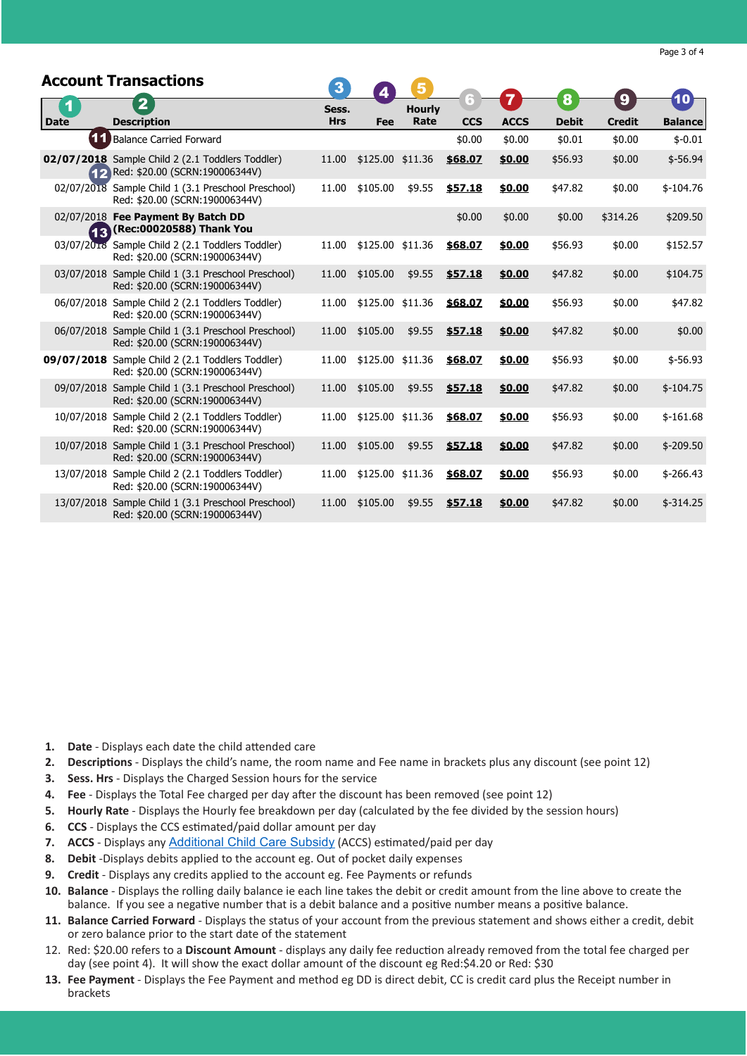## Account Transactions

| 1 Date | 2 Description | 3 Sess. Hrs | 4 Fee | 5 Hourly Rate | 6 CCS | 7 ACCS | 8 Debit | 9 Credit | 10 Balance |
|---|---|---|---|---|---|---|---|---|---|
| | 11 Balance Carried Forward | | | | $0.00 | $0.00 | $0.01 | $0.00 | $-0.01 |
| **02/07/2018** | Sample Child 2 (2.1 Toddlers Toddler) 12 Red: $20.00 (SCRN:190006344V) | 11.00 | $125.00 | $11.36 | **$68.07** | **$0.00** | $56.93 | $0.00 | $-56.94 |
| 02/07/2018 | Sample Child 1 (3.1 Preschool Preschool) Red: $20.00 (SCRN:190006344V) | 11.00 | $105.00 | $9.55 | **$57.18** | **$0.00** | $47.82 | $0.00 | $-104.76 |
| 02/07/2018 | **Fee Payment By Batch DD** 13 **(Rec:00020588) Thank You** | | | | $0.00 | $0.00 | $0.00 | $314.26 | $209.50 |
| 03/07/2018 | Sample Child 2 (2.1 Toddlers Toddler) Red: $20.00 (SCRN:190006344V) | 11.00 | $125.00 | $11.36 | **$68.07** | **$0.00** | $56.93 | $0.00 | $152.57 |
| 03/07/2018 | Sample Child 1 (3.1 Preschool Preschool) Red: $20.00 (SCRN:190006344V) | 11.00 | $105.00 | $9.55 | **$57.18** | **$0.00** | $47.82 | $0.00 | $104.75 |
| 06/07/2018 | Sample Child 2 (2.1 Toddlers Toddler) Red: $20.00 (SCRN:190006344V) | 11.00 | $125.00 | $11.36 | **$68.07** | **$0.00** | $56.93 | $0.00 | $47.82 |
| 06/07/2018 | Sample Child 1 (3.1 Preschool Preschool) Red: $20.00 (SCRN:190006344V) | 11.00 | $105.00 | $9.55 | **$57.18** | **$0.00** | $47.82 | $0.00 | $0.00 |
| **09/07/2018** | Sample Child 2 (2.1 Toddlers Toddler) Red: $20.00 (SCRN:190006344V) | 11.00 | $125.00 | $11.36 | **$68.07** | **$0.00** | $56.93 | $0.00 | $-56.93 |
| 09/07/2018 | Sample Child 1 (3.1 Preschool Preschool) Red: $20.00 (SCRN:190006344V) | 11.00 | $105.00 | $9.55 | **$57.18** | **$0.00** | $47.82 | $0.00 | $-104.75 |
| 10/07/2018 | Sample Child 2 (2.1 Toddlers Toddler) Red: $20.00 (SCRN:190006344V) | 11.00 | $125.00 | $11.36 | **$68.07** | **$0.00** | $56.93 | $0.00 | $-161.68 |
| 10/07/2018 | Sample Child 1 (3.1 Preschool Preschool) Red: $20.00 (SCRN:190006344V) | 11.00 | $105.00 | $9.55 | **$57.18** | **$0.00** | $47.82 | $0.00 | $-209.50 |
| 13/07/2018 | Sample Child 2 (2.1 Toddlers Toddler) Red: $20.00 (SCRN:190006344V) | 11.00 | $125.00 | $11.36 | **$68.07** | **$0.00** | $56.93 | $0.00 | $-266.43 |
| 13/07/2018 | Sample Child 1 (3.1 Preschool Preschool) Red: $20.00 (SCRN:190006344V) | 11.00 | $105.00 | $9.55 | **$57.18** | **$0.00** | $47.82 | $0.00 | $-314.25 |

1. **Date** - Displays each date the child attended care
2. **Descriptions** - Displays the child's name, the room name and Fee name in brackets plus any discount (see point 12)
3. **Sess. Hrs** - Displays the Charged Session hours for the service
4. **Fee** - Displays the Total Fee charged per day after the discount has been removed (see point 12)
5. **Hourly Rate** - Displays the Hourly fee breakdown per day (calculated by the fee divided by the session hours)
6. **CCS** - Displays the CCS estimated/paid dollar amount per day
7. **ACCS** - Displays any Additional Child Care Subsidy (ACCS) estimated/paid per day
8. **Debit** -Displays debits applied to the account eg. Out of pocket daily expenses
9. **Credit** - Displays any credits applied to the account eg. Fee Payments or refunds
10. **Balance** - Displays the rolling daily balance ie each line takes the debit or credit amount from the line above to create the balance. If you see a negative number that is a debit balance and a positive number means a positive balance.
11. **Balance Carried Forward** - Displays the status of your account from the previous statement and shows either a credit, debit or zero balance prior to the start date of the statement
12. Red: $20.00 refers to a **Discount Amount** - displays any daily fee reduction already removed from the total fee charged per day (see point 4). It will show the exact dollar amount of the discount eg Red:$4.20 or Red: $30
13. **Fee Payment** - Displays the Fee Payment and method eg DD is direct debit, CC is credit card plus the Receipt number in brackets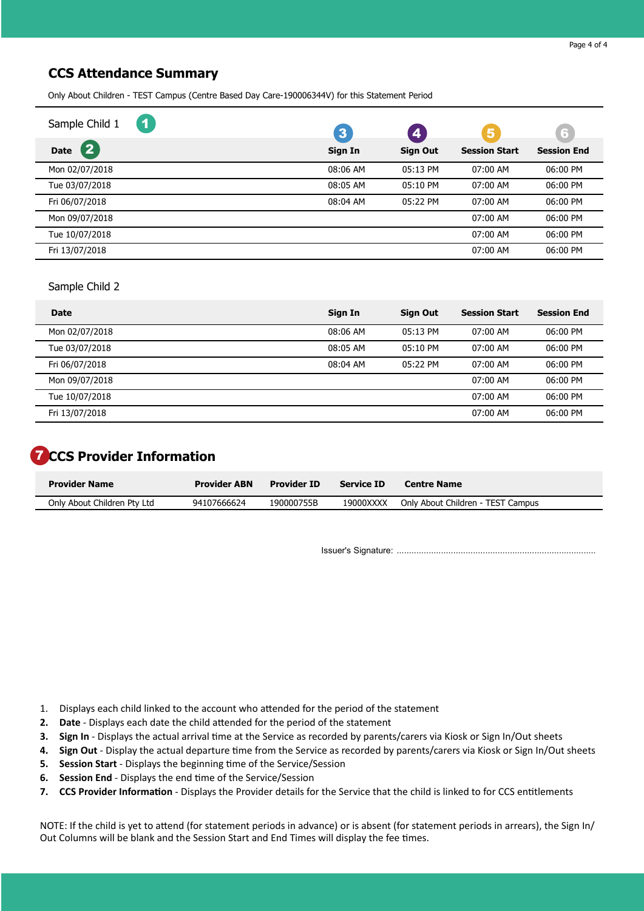## CCS Attendance Summary

Only About Children - TEST Campus (Centre Based Day Care-190006344V) for this Statement Period

Sample Child 1 (1)

| Date (2) | Sign In (3) | Sign Out (4) | Session Start (5) | Session End (6) |
|---|---|---|---|---|
| Mon 02/07/2018 | 08:06 AM | 05:13 PM | 07:00 AM | 06:00 PM |
| Tue 03/07/2018 | 08:05 AM | 05:10 PM | 07:00 AM | 06:00 PM |
| Fri 06/07/2018 | 08:04 AM | 05:22 PM | 07:00 AM | 06:00 PM |
| Mon 09/07/2018 | | | 07:00 AM | 06:00 PM |
| Tue 10/07/2018 | | | 07:00 AM | 06:00 PM |
| Fri 13/07/2018 | | | 07:00 AM | 06:00 PM |

Sample Child 2

| Date | Sign In | Sign Out | Session Start | Session End |
|---|---|---|---|---|
| Mon 02/07/2018 | 08:06 AM | 05:13 PM | 07:00 AM | 06:00 PM |
| Tue 03/07/2018 | 08:05 AM | 05:10 PM | 07:00 AM | 06:00 PM |
| Fri 06/07/2018 | 08:04 AM | 05:22 PM | 07:00 AM | 06:00 PM |
| Mon 09/07/2018 | | | 07:00 AM | 06:00 PM |
| Tue 10/07/2018 | | | 07:00 AM | 06:00 PM |
| Fri 13/07/2018 | | | 07:00 AM | 06:00 PM |

## (7) CCS Provider Information

| Provider Name | Provider ABN | Provider ID | Service ID | Centre Name |
|---|---|---|---|---|
| Only About Children Pty Ltd | 94107666624 | 190000755B | 19000XXXX | Only About Children - TEST Campus |

Issuer's Signature: ...............................................................................

1. Displays each child linked to the account who attended for the period of the statement
2. **Date** - Displays each date the child attended for the period of the statement
3. **Sign In** - Displays the actual arrival time at the Service as recorded by parents/carers via Kiosk or Sign In/Out sheets
4. **Sign Out** - Display the actual departure time from the Service as recorded by parents/carers via Kiosk or Sign In/Out sheets
5. **Session Start** - Displays the beginning time of the Service/Session
6. **Session End** - Displays the end time of the Service/Session
7. **CCS Provider Information** - Displays the Provider details for the Service that the child is linked to for CCS entitlements

NOTE: If the child is yet to attend (for statement periods in advance) or is absent (for statement periods in arrears), the Sign In/Out Columns will be blank and the Session Start and End Times will display the fee times.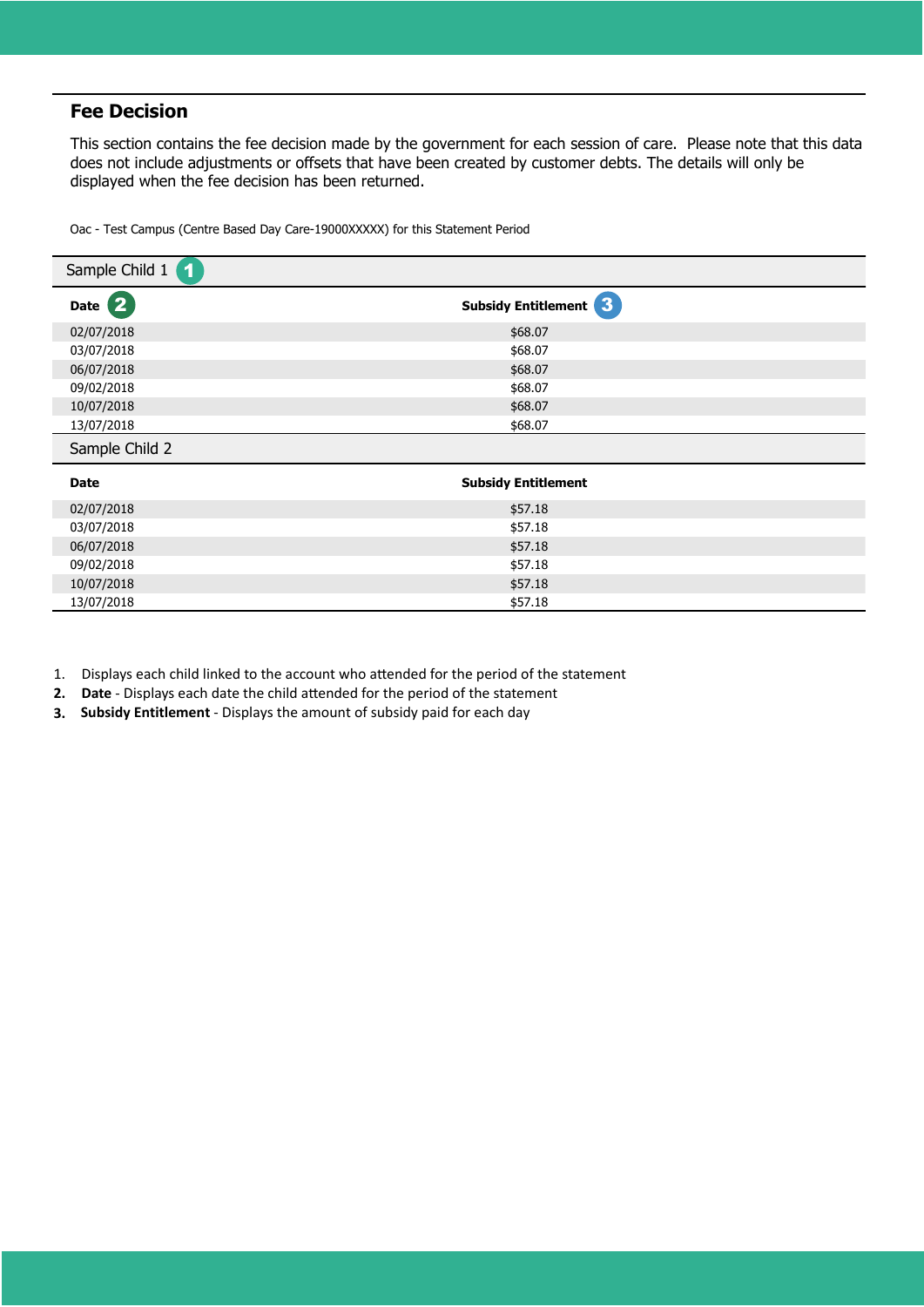## Fee Decision

This section contains the fee decision made by the government for each session of care. Please note that this data does not include adjustments or offsets that have been created by customer debts. The details will only be displayed when the fee decision has been returned.

Oac - Test Campus (Centre Based Day Care-19000XXXXX) for this Statement Period

Sample Child 1 (1)

| Date (2) | Subsidy Entitlement (3) |
|---|---|
| 02/07/2018 | $68.07 |
| 03/07/2018 | $68.07 |
| 06/07/2018 | $68.07 |
| 09/02/2018 | $68.07 |
| 10/07/2018 | $68.07 |
| 13/07/2018 | $68.07 |

Sample Child 2

| Date | Subsidy Entitlement |
|---|---|
| 02/07/2018 | $57.18 |
| 03/07/2018 | $57.18 |
| 06/07/2018 | $57.18 |
| 09/02/2018 | $57.18 |
| 10/07/2018 | $57.18 |
| 13/07/2018 | $57.18 |

1. Displays each child linked to the account who attended for the period of the statement
2. **Date** - Displays each date the child attended for the period of the statement
3. **Subsidy Entitlement** - Displays the amount of subsidy paid for each day